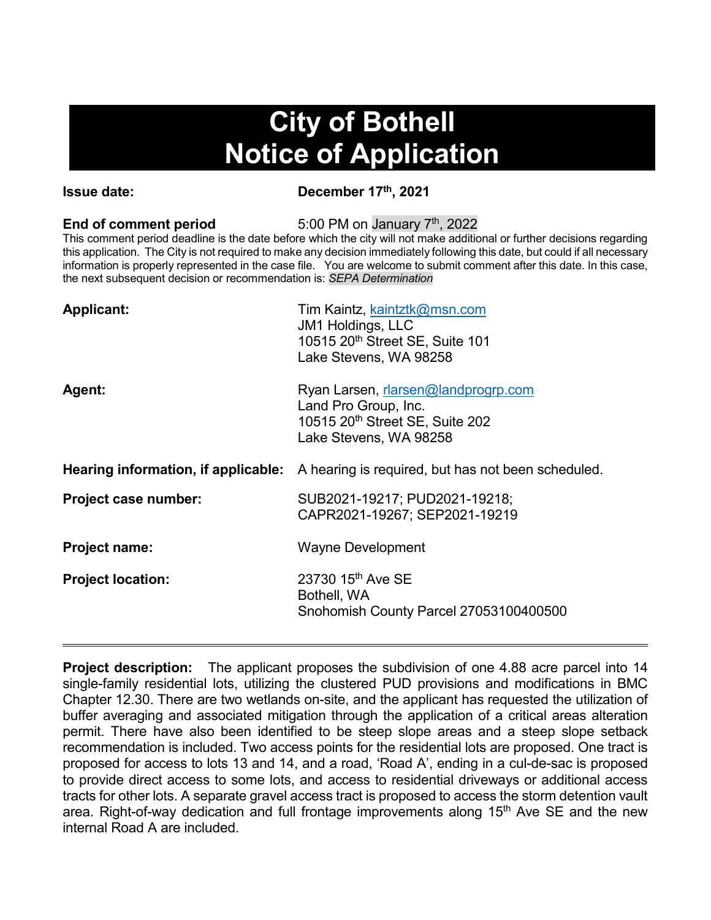# City of Bothell
# Notice of Application

**Issue date:** **December 17th, 2021**

**End of comment period** 5:00 PM on January 7th, 2022

This comment period deadline is the date before which the city will not make additional or further decisions regarding this application. The City is not required to make any decision immediately following this date, but could if all necessary information is properly represented in the case file. You are welcome to submit comment after this date. In this case, the next subsequent decision or recommendation is: *SEPA Determination*

**Applicant:**
Tim Kaintz, kaintztk@msn.com
JM1 Holdings, LLC
10515 20th Street SE, Suite 101
Lake Stevens, WA 98258

**Agent:**
Ryan Larsen, rlarsen@landprogrp.com
Land Pro Group, Inc.
10515 20th Street SE, Suite 202
Lake Stevens, WA 98258

**Hearing information, if applicable:** A hearing is required, but has not been scheduled.

**Project case number:** SUB2021-19217; PUD2021-19218; CAPR2021-19267; SEP2021-19219

**Project name:** Wayne Development

**Project location:**
23730 15th Ave SE
Bothell, WA
Snohomish County Parcel 27053100400500

---

**Project description:** The applicant proposes the subdivision of one 4.88 acre parcel into 14 single-family residential lots, utilizing the clustered PUD provisions and modifications in BMC Chapter 12.30. There are two wetlands on-site, and the applicant has requested the utilization of buffer averaging and associated mitigation through the application of a critical areas alteration permit. There have also been identified to be steep slope areas and a steep slope setback recommendation is included. Two access points for the residential lots are proposed. One tract is proposed for access to lots 13 and 14, and a road, 'Road A', ending in a cul-de-sac is proposed to provide direct access to some lots, and access to residential driveways or additional access tracts for other lots. A separate gravel access tract is proposed to access the storm detention vault area. Right-of-way dedication and full frontage improvements along 15th Ave SE and the new internal Road A are included.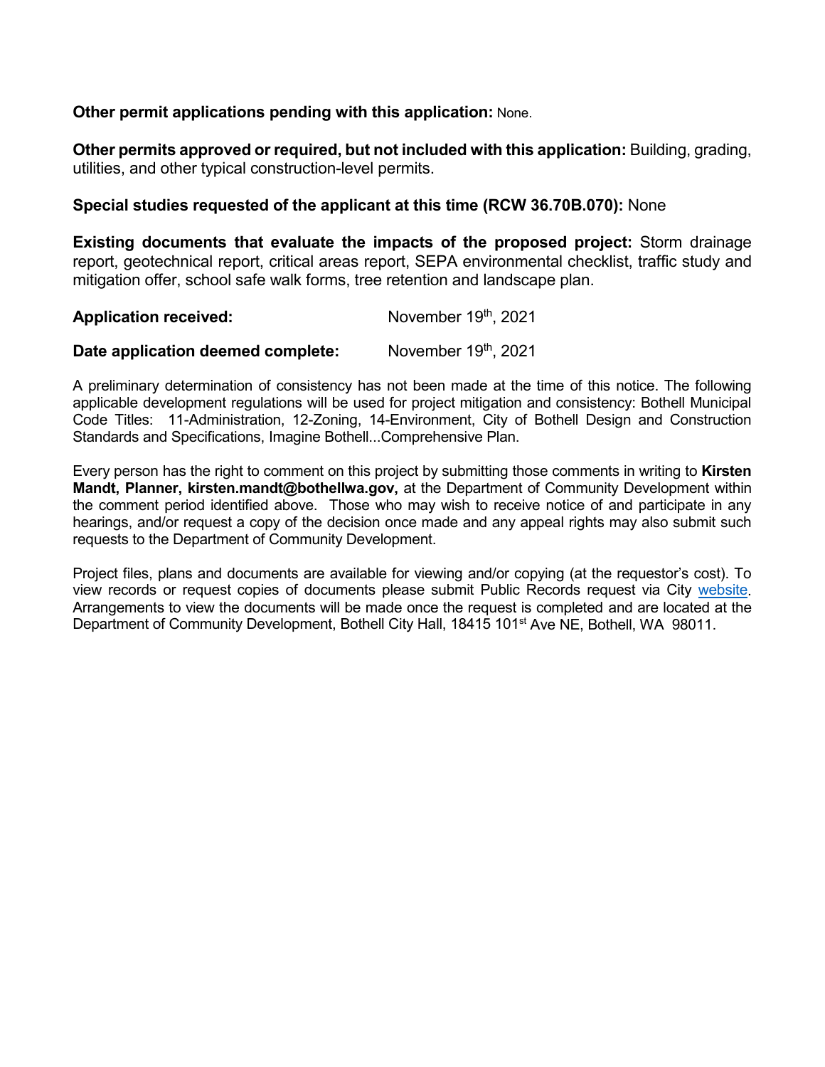**Other permit applications pending with this application:** None.

**Other permits approved or required, but not included with this application:** Building, grading, utilities, and other typical construction-level permits.

**Special studies requested of the applicant at this time (RCW 36.70B.070):** None

**Existing documents that evaluate the impacts of the proposed project:** Storm drainage report, geotechnical report, critical areas report, SEPA environmental checklist, traffic study and mitigation offer, school safe walk forms, tree retention and landscape plan.

**Application received:** November 19th, 2021

**Date application deemed complete:** November 19th, 2021

A preliminary determination of consistency has not been made at the time of this notice. The following applicable development regulations will be used for project mitigation and consistency: Bothell Municipal Code Titles: 11-Administration, 12-Zoning, 14-Environment, City of Bothell Design and Construction Standards and Specifications, Imagine Bothell...Comprehensive Plan.

Every person has the right to comment on this project by submitting those comments in writing to **Kirsten Mandt, Planner, kirsten.mandt@bothellwa.gov,** at the Department of Community Development within the comment period identified above. Those who may wish to receive notice of and participate in any hearings, and/or request a copy of the decision once made and any appeal rights may also submit such requests to the Department of Community Development.

Project files, plans and documents are available for viewing and/or copying (at the requestor's cost). To view records or request copies of documents please submit Public Records request via City website. Arrangements to view the documents will be made once the request is completed and are located at the Department of Community Development, Bothell City Hall, 18415 101st Ave NE, Bothell, WA 98011.